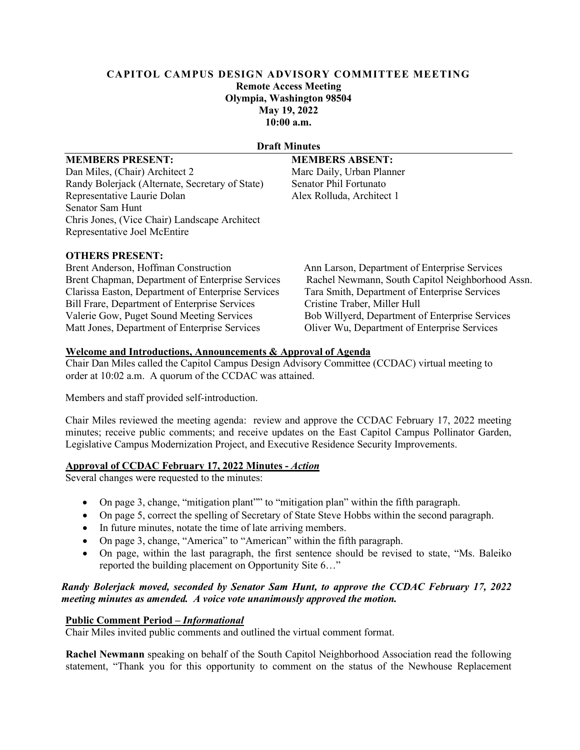# CAPITOL CAMPUS DESIGN ADVISORY COMMITTEE MEETING

**Remote Access Meeting**
**Olympia, Washington 98504**
**May 19, 2022**
**10:00 a.m.**

**Draft Minutes**

| **MEMBERS PRESENT:** | **MEMBERS ABSENT:** |
| --- | --- |
| Dan Miles, (Chair) Architect 2 | Marc Daily, Urban Planner |
| Randy Bolerjack (Alternate, Secretary of State) | Senator Phil Fortunato |
| Representative Laurie Dolan | Alex Rolluda, Architect 1 |
| Senator Sam Hunt | |
| Chris Jones, (Vice Chair) Landscape Architect | |
| Representative Joel McEntire | |

**OTHERS PRESENT:**

| | |
| --- | --- |
| Brent Anderson, Hoffman Construction | Ann Larson, Department of Enterprise Services |
| Brent Chapman, Department of Enterprise Services | Rachel Newmann, South Capitol Neighborhood Assn. |
| Clarissa Easton, Department of Enterprise Services | Tara Smith, Department of Enterprise Services |
| Bill Frare, Department of Enterprise Services | Cristine Traber, Miller Hull |
| Valerie Gow, Puget Sound Meeting Services | Bob Willyerd, Department of Enterprise Services |
| Matt Jones, Department of Enterprise Services | Oliver Wu, Department of Enterprise Services |

**Welcome and Introductions, Announcements & Approval of Agenda**

Chair Dan Miles called the Capitol Campus Design Advisory Committee (CCDAC) virtual meeting to order at 10:02 a.m. A quorum of the CCDAC was attained.

Members and staff provided self-introduction.

Chair Miles reviewed the meeting agenda: review and approve the CCDAC February 17, 2022 meeting minutes; receive public comments; and receive updates on the East Capitol Campus Pollinator Garden, Legislative Campus Modernization Project, and Executive Residence Security Improvements.

**Approval of CCDAC February 17, 2022 Minutes - *Action***

Several changes were requested to the minutes:

- On page 3, change, "mitigation plant"" to "mitigation plan" within the fifth paragraph.
- On page 5, correct the spelling of Secretary of State Steve Hobbs within the second paragraph.
- In future minutes, notate the time of late arriving members.
- On page 3, change, "America" to "American" within the fifth paragraph.
- On page, within the last paragraph, the first sentence should be revised to state, "Ms. Baleiko reported the building placement on Opportunity Site 6…"

***Randy Bolerjack moved, seconded by Senator Sam Hunt, to approve the CCDAC February 17, 2022 meeting minutes as amended. A voice vote unanimously approved the motion.***

**Public Comment Period – *Informational***

Chair Miles invited public comments and outlined the virtual comment format.

**Rachel Newmann** speaking on behalf of the South Capitol Neighborhood Association read the following statement, "Thank you for this opportunity to comment on the status of the Newhouse Replacement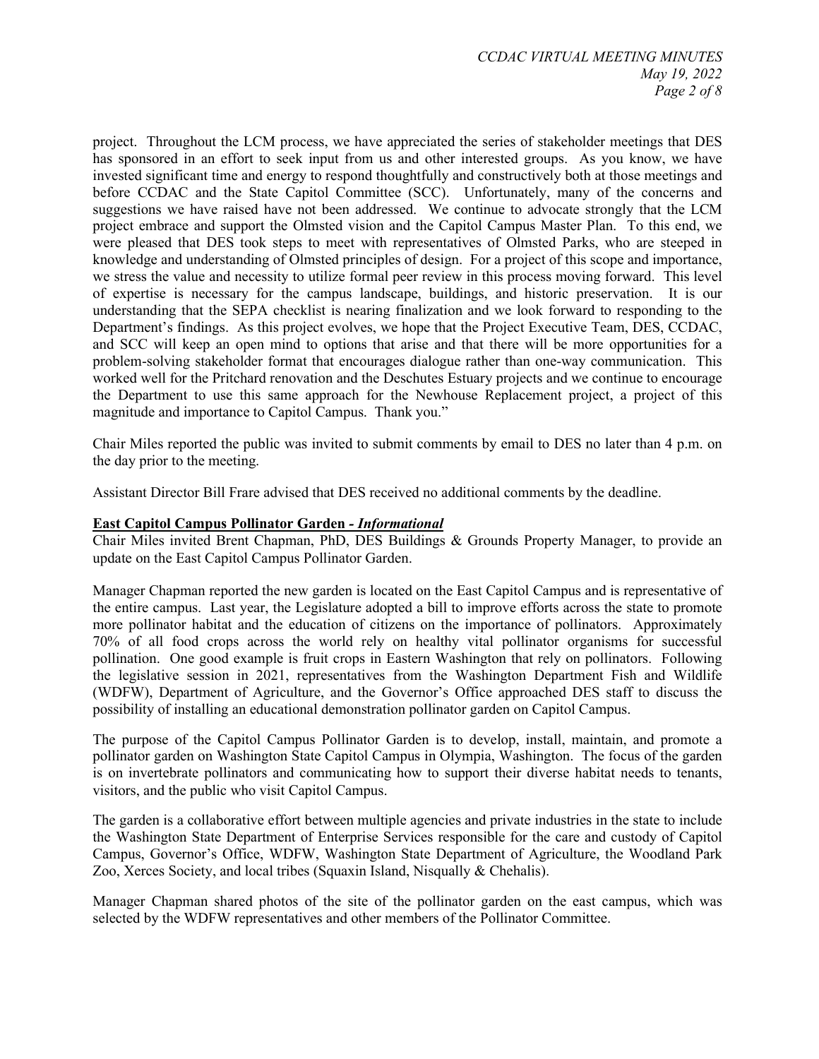project. Throughout the LCM process, we have appreciated the series of stakeholder meetings that DES has sponsored in an effort to seek input from us and other interested groups. As you know, we have invested significant time and energy to respond thoughtfully and constructively both at those meetings and before CCDAC and the State Capitol Committee (SCC). Unfortunately, many of the concerns and suggestions we have raised have not been addressed. We continue to advocate strongly that the LCM project embrace and support the Olmsted vision and the Capitol Campus Master Plan. To this end, we were pleased that DES took steps to meet with representatives of Olmsted Parks, who are steeped in knowledge and understanding of Olmsted principles of design. For a project of this scope and importance, we stress the value and necessity to utilize formal peer review in this process moving forward. This level of expertise is necessary for the campus landscape, buildings, and historic preservation. It is our understanding that the SEPA checklist is nearing finalization and we look forward to responding to the Department's findings. As this project evolves, we hope that the Project Executive Team, DES, CCDAC, and SCC will keep an open mind to options that arise and that there will be more opportunities for a problem-solving stakeholder format that encourages dialogue rather than one-way communication. This worked well for the Pritchard renovation and the Deschutes Estuary projects and we continue to encourage the Department to use this same approach for the Newhouse Replacement project, a project of this magnitude and importance to Capitol Campus. Thank you."

Chair Miles reported the public was invited to submit comments by email to DES no later than 4 p.m. on the day prior to the meeting.

Assistant Director Bill Frare advised that DES received no additional comments by the deadline.

**East Capitol Campus Pollinator Garden - *Informational***

Chair Miles invited Brent Chapman, PhD, DES Buildings & Grounds Property Manager, to provide an update on the East Capitol Campus Pollinator Garden.

Manager Chapman reported the new garden is located on the East Capitol Campus and is representative of the entire campus. Last year, the Legislature adopted a bill to improve efforts across the state to promote more pollinator habitat and the education of citizens on the importance of pollinators. Approximately 70% of all food crops across the world rely on healthy vital pollinator organisms for successful pollination. One good example is fruit crops in Eastern Washington that rely on pollinators. Following the legislative session in 2021, representatives from the Washington Department Fish and Wildlife (WDFW), Department of Agriculture, and the Governor's Office approached DES staff to discuss the possibility of installing an educational demonstration pollinator garden on Capitol Campus.

The purpose of the Capitol Campus Pollinator Garden is to develop, install, maintain, and promote a pollinator garden on Washington State Capitol Campus in Olympia, Washington. The focus of the garden is on invertebrate pollinators and communicating how to support their diverse habitat needs to tenants, visitors, and the public who visit Capitol Campus.

The garden is a collaborative effort between multiple agencies and private industries in the state to include the Washington State Department of Enterprise Services responsible for the care and custody of Capitol Campus, Governor's Office, WDFW, Washington State Department of Agriculture, the Woodland Park Zoo, Xerces Society, and local tribes (Squaxin Island, Nisqually & Chehalis).

Manager Chapman shared photos of the site of the pollinator garden on the east campus, which was selected by the WDFW representatives and other members of the Pollinator Committee.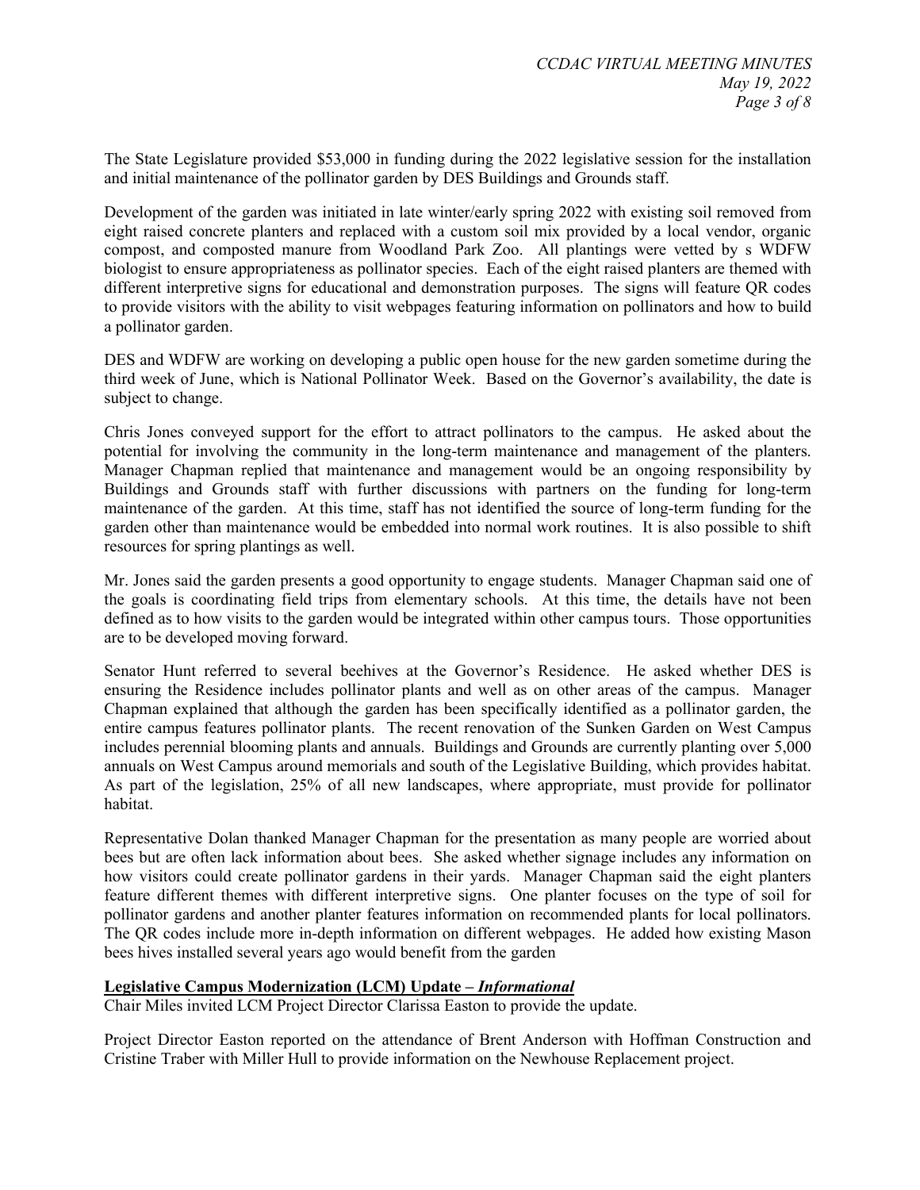The State Legislature provided $53,000 in funding during the 2022 legislative session for the installation and initial maintenance of the pollinator garden by DES Buildings and Grounds staff.

Development of the garden was initiated in late winter/early spring 2022 with existing soil removed from eight raised concrete planters and replaced with a custom soil mix provided by a local vendor, organic compost, and composted manure from Woodland Park Zoo. All plantings were vetted by s WDFW biologist to ensure appropriateness as pollinator species. Each of the eight raised planters are themed with different interpretive signs for educational and demonstration purposes. The signs will feature QR codes to provide visitors with the ability to visit webpages featuring information on pollinators and how to build a pollinator garden.

DES and WDFW are working on developing a public open house for the new garden sometime during the third week of June, which is National Pollinator Week. Based on the Governor's availability, the date is subject to change.

Chris Jones conveyed support for the effort to attract pollinators to the campus. He asked about the potential for involving the community in the long-term maintenance and management of the planters. Manager Chapman replied that maintenance and management would be an ongoing responsibility by Buildings and Grounds staff with further discussions with partners on the funding for long-term maintenance of the garden. At this time, staff has not identified the source of long-term funding for the garden other than maintenance would be embedded into normal work routines. It is also possible to shift resources for spring plantings as well.

Mr. Jones said the garden presents a good opportunity to engage students. Manager Chapman said one of the goals is coordinating field trips from elementary schools. At this time, the details have not been defined as to how visits to the garden would be integrated within other campus tours. Those opportunities are to be developed moving forward.

Senator Hunt referred to several beehives at the Governor's Residence. He asked whether DES is ensuring the Residence includes pollinator plants and well as on other areas of the campus. Manager Chapman explained that although the garden has been specifically identified as a pollinator garden, the entire campus features pollinator plants. The recent renovation of the Sunken Garden on West Campus includes perennial blooming plants and annuals. Buildings and Grounds are currently planting over 5,000 annuals on West Campus around memorials and south of the Legislative Building, which provides habitat. As part of the legislation, 25% of all new landscapes, where appropriate, must provide for pollinator habitat.

Representative Dolan thanked Manager Chapman for the presentation as many people are worried about bees but are often lack information about bees. She asked whether signage includes any information on how visitors could create pollinator gardens in their yards. Manager Chapman said the eight planters feature different themes with different interpretive signs. One planter focuses on the type of soil for pollinator gardens and another planter features information on recommended plants for local pollinators. The QR codes include more in-depth information on different webpages. He added how existing Mason bees hives installed several years ago would benefit from the garden

**Legislative Campus Modernization (LCM) Update – *Informational***

Chair Miles invited LCM Project Director Clarissa Easton to provide the update.

Project Director Easton reported on the attendance of Brent Anderson with Hoffman Construction and Cristine Traber with Miller Hull to provide information on the Newhouse Replacement project.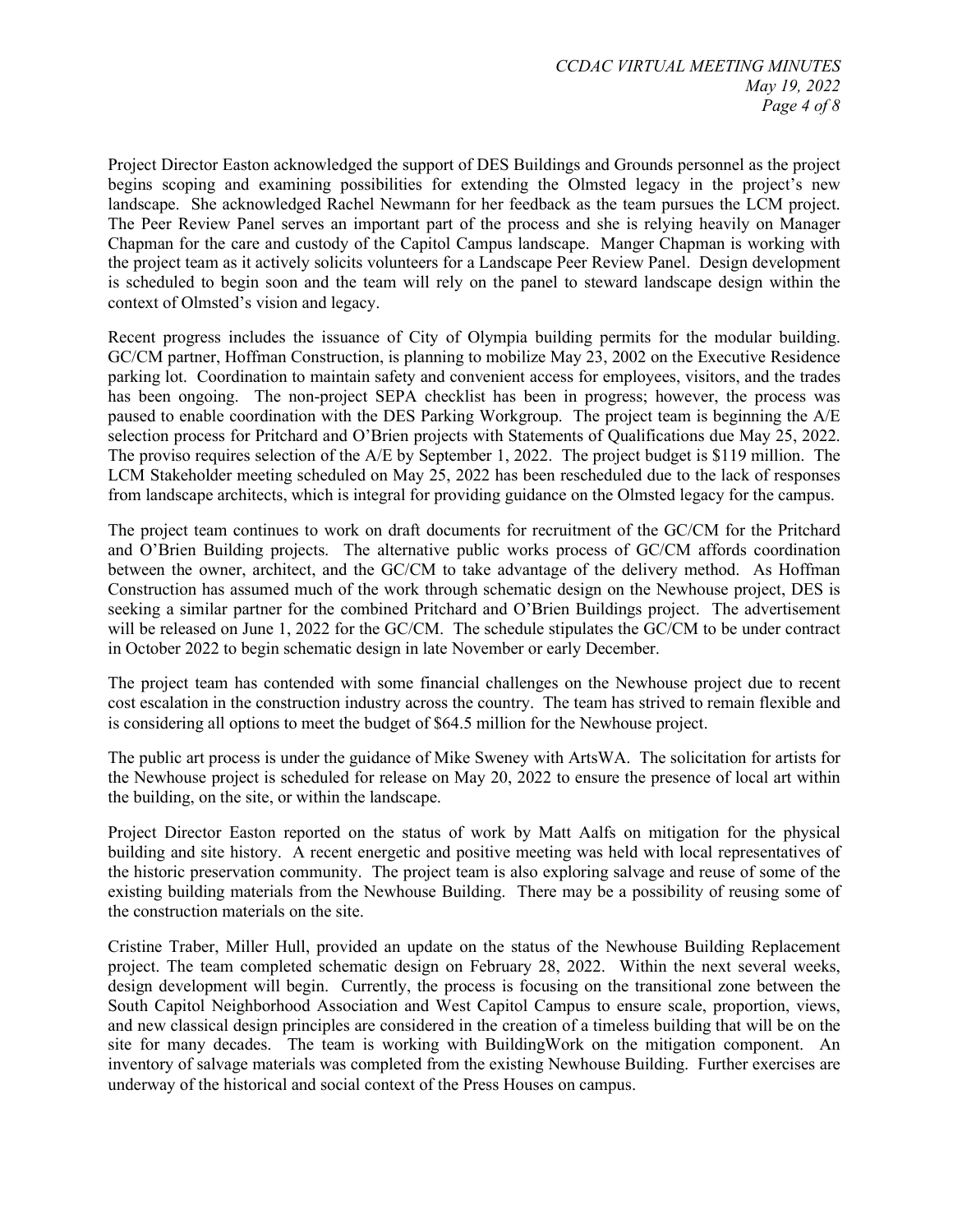Project Director Easton acknowledged the support of DES Buildings and Grounds personnel as the project begins scoping and examining possibilities for extending the Olmsted legacy in the project's new landscape. She acknowledged Rachel Newmann for her feedback as the team pursues the LCM project. The Peer Review Panel serves an important part of the process and she is relying heavily on Manager Chapman for the care and custody of the Capitol Campus landscape. Manger Chapman is working with the project team as it actively solicits volunteers for a Landscape Peer Review Panel. Design development is scheduled to begin soon and the team will rely on the panel to steward landscape design within the context of Olmsted's vision and legacy.

Recent progress includes the issuance of City of Olympia building permits for the modular building. GC/CM partner, Hoffman Construction, is planning to mobilize May 23, 2002 on the Executive Residence parking lot. Coordination to maintain safety and convenient access for employees, visitors, and the trades has been ongoing. The non-project SEPA checklist has been in progress; however, the process was paused to enable coordination with the DES Parking Workgroup. The project team is beginning the A/E selection process for Pritchard and O'Brien projects with Statements of Qualifications due May 25, 2022. The proviso requires selection of the A/E by September 1, 2022. The project budget is $119 million. The LCM Stakeholder meeting scheduled on May 25, 2022 has been rescheduled due to the lack of responses from landscape architects, which is integral for providing guidance on the Olmsted legacy for the campus.

The project team continues to work on draft documents for recruitment of the GC/CM for the Pritchard and O'Brien Building projects. The alternative public works process of GC/CM affords coordination between the owner, architect, and the GC/CM to take advantage of the delivery method. As Hoffman Construction has assumed much of the work through schematic design on the Newhouse project, DES is seeking a similar partner for the combined Pritchard and O'Brien Buildings project. The advertisement will be released on June 1, 2022 for the GC/CM. The schedule stipulates the GC/CM to be under contract in October 2022 to begin schematic design in late November or early December.

The project team has contended with some financial challenges on the Newhouse project due to recent cost escalation in the construction industry across the country. The team has strived to remain flexible and is considering all options to meet the budget of $64.5 million for the Newhouse project.

The public art process is under the guidance of Mike Sweney with ArtsWA. The solicitation for artists for the Newhouse project is scheduled for release on May 20, 2022 to ensure the presence of local art within the building, on the site, or within the landscape.

Project Director Easton reported on the status of work by Matt Aalfs on mitigation for the physical building and site history. A recent energetic and positive meeting was held with local representatives of the historic preservation community. The project team is also exploring salvage and reuse of some of the existing building materials from the Newhouse Building. There may be a possibility of reusing some of the construction materials on the site.

Cristine Traber, Miller Hull, provided an update on the status of the Newhouse Building Replacement project. The team completed schematic design on February 28, 2022. Within the next several weeks, design development will begin. Currently, the process is focusing on the transitional zone between the South Capitol Neighborhood Association and West Capitol Campus to ensure scale, proportion, views, and new classical design principles are considered in the creation of a timeless building that will be on the site for many decades. The team is working with BuildingWork on the mitigation component. An inventory of salvage materials was completed from the existing Newhouse Building. Further exercises are underway of the historical and social context of the Press Houses on campus.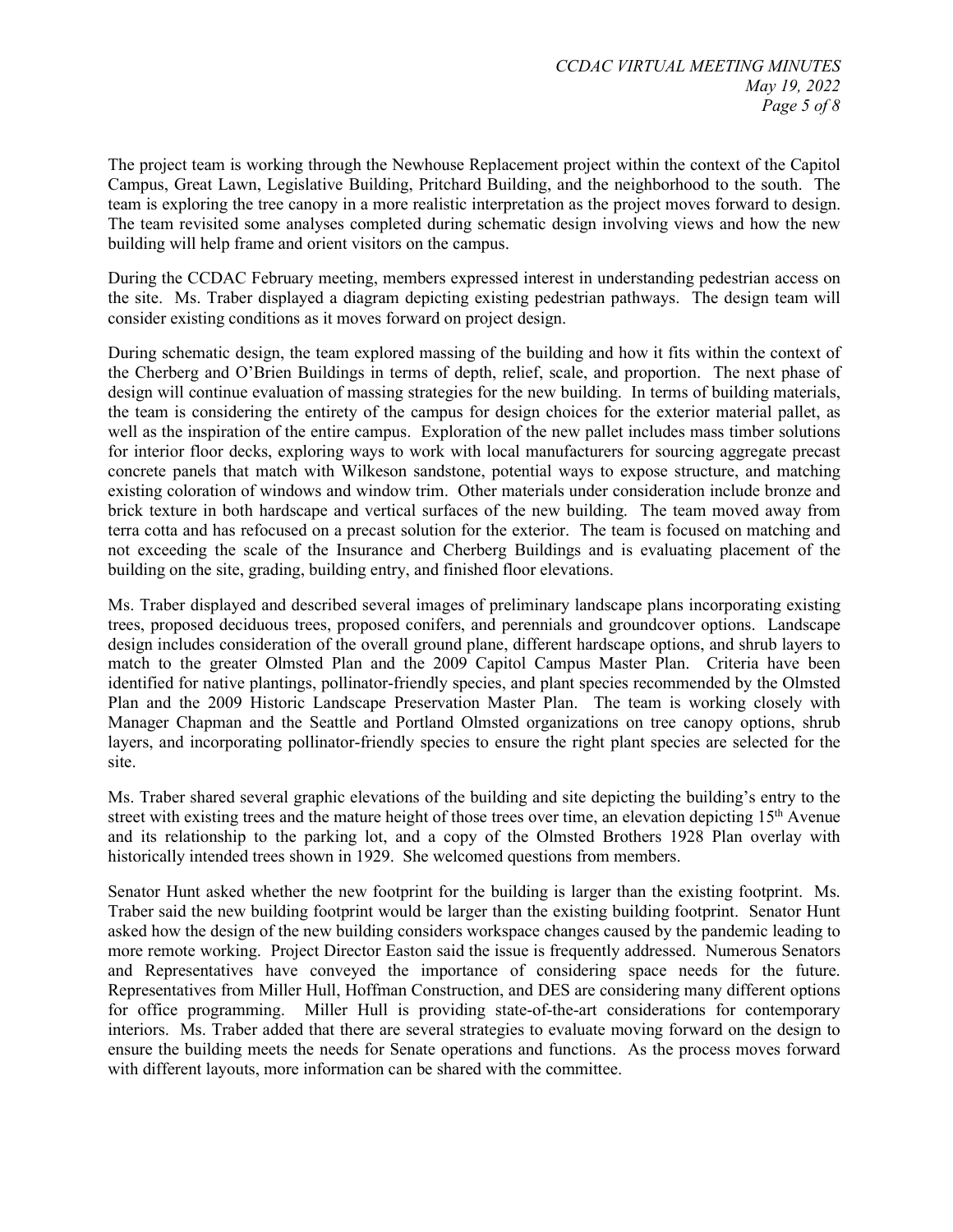The project team is working through the Newhouse Replacement project within the context of the Capitol Campus, Great Lawn, Legislative Building, Pritchard Building, and the neighborhood to the south. The team is exploring the tree canopy in a more realistic interpretation as the project moves forward to design. The team revisited some analyses completed during schematic design involving views and how the new building will help frame and orient visitors on the campus.

During the CCDAC February meeting, members expressed interest in understanding pedestrian access on the site. Ms. Traber displayed a diagram depicting existing pedestrian pathways. The design team will consider existing conditions as it moves forward on project design.

During schematic design, the team explored massing of the building and how it fits within the context of the Cherberg and O'Brien Buildings in terms of depth, relief, scale, and proportion. The next phase of design will continue evaluation of massing strategies for the new building. In terms of building materials, the team is considering the entirety of the campus for design choices for the exterior material pallet, as well as the inspiration of the entire campus. Exploration of the new pallet includes mass timber solutions for interior floor decks, exploring ways to work with local manufacturers for sourcing aggregate precast concrete panels that match with Wilkeson sandstone, potential ways to expose structure, and matching existing coloration of windows and window trim. Other materials under consideration include bronze and brick texture in both hardscape and vertical surfaces of the new building. The team moved away from terra cotta and has refocused on a precast solution for the exterior. The team is focused on matching and not exceeding the scale of the Insurance and Cherberg Buildings and is evaluating placement of the building on the site, grading, building entry, and finished floor elevations.

Ms. Traber displayed and described several images of preliminary landscape plans incorporating existing trees, proposed deciduous trees, proposed conifers, and perennials and groundcover options. Landscape design includes consideration of the overall ground plane, different hardscape options, and shrub layers to match to the greater Olmsted Plan and the 2009 Capitol Campus Master Plan. Criteria have been identified for native plantings, pollinator-friendly species, and plant species recommended by the Olmsted Plan and the 2009 Historic Landscape Preservation Master Plan. The team is working closely with Manager Chapman and the Seattle and Portland Olmsted organizations on tree canopy options, shrub layers, and incorporating pollinator-friendly species to ensure the right plant species are selected for the site.

Ms. Traber shared several graphic elevations of the building and site depicting the building's entry to the street with existing trees and the mature height of those trees over time, an elevation depicting 15th Avenue and its relationship to the parking lot, and a copy of the Olmsted Brothers 1928 Plan overlay with historically intended trees shown in 1929. She welcomed questions from members.

Senator Hunt asked whether the new footprint for the building is larger than the existing footprint. Ms. Traber said the new building footprint would be larger than the existing building footprint. Senator Hunt asked how the design of the new building considers workspace changes caused by the pandemic leading to more remote working. Project Director Easton said the issue is frequently addressed. Numerous Senators and Representatives have conveyed the importance of considering space needs for the future. Representatives from Miller Hull, Hoffman Construction, and DES are considering many different options for office programming. Miller Hull is providing state-of-the-art considerations for contemporary interiors. Ms. Traber added that there are several strategies to evaluate moving forward on the design to ensure the building meets the needs for Senate operations and functions. As the process moves forward with different layouts, more information can be shared with the committee.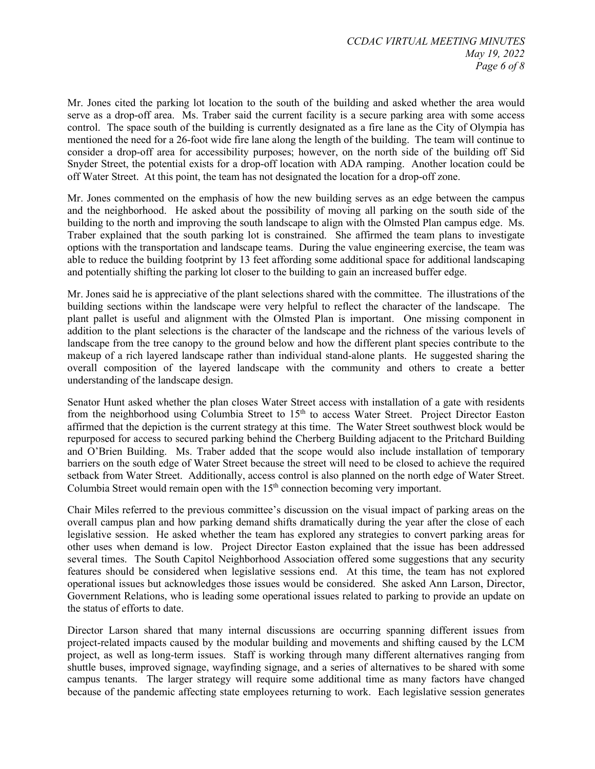Mr. Jones cited the parking lot location to the south of the building and asked whether the area would serve as a drop-off area. Ms. Traber said the current facility is a secure parking area with some access control. The space south of the building is currently designated as a fire lane as the City of Olympia has mentioned the need for a 26-foot wide fire lane along the length of the building. The team will continue to consider a drop-off area for accessibility purposes; however, on the north side of the building off Sid Snyder Street, the potential exists for a drop-off location with ADA ramping. Another location could be off Water Street. At this point, the team has not designated the location for a drop-off zone.

Mr. Jones commented on the emphasis of how the new building serves as an edge between the campus and the neighborhood. He asked about the possibility of moving all parking on the south side of the building to the north and improving the south landscape to align with the Olmsted Plan campus edge. Ms. Traber explained that the south parking lot is constrained. She affirmed the team plans to investigate options with the transportation and landscape teams. During the value engineering exercise, the team was able to reduce the building footprint by 13 feet affording some additional space for additional landscaping and potentially shifting the parking lot closer to the building to gain an increased buffer edge.

Mr. Jones said he is appreciative of the plant selections shared with the committee. The illustrations of the building sections within the landscape were very helpful to reflect the character of the landscape. The plant pallet is useful and alignment with the Olmsted Plan is important. One missing component in addition to the plant selections is the character of the landscape and the richness of the various levels of landscape from the tree canopy to the ground below and how the different plant species contribute to the makeup of a rich layered landscape rather than individual stand-alone plants. He suggested sharing the overall composition of the layered landscape with the community and others to create a better understanding of the landscape design.

Senator Hunt asked whether the plan closes Water Street access with installation of a gate with residents from the neighborhood using Columbia Street to 15th to access Water Street. Project Director Easton affirmed that the depiction is the current strategy at this time. The Water Street southwest block would be repurposed for access to secured parking behind the Cherberg Building adjacent to the Pritchard Building and O'Brien Building. Ms. Traber added that the scope would also include installation of temporary barriers on the south edge of Water Street because the street will need to be closed to achieve the required setback from Water Street. Additionally, access control is also planned on the north edge of Water Street. Columbia Street would remain open with the 15th connection becoming very important.

Chair Miles referred to the previous committee's discussion on the visual impact of parking areas on the overall campus plan and how parking demand shifts dramatically during the year after the close of each legislative session. He asked whether the team has explored any strategies to convert parking areas for other uses when demand is low. Project Director Easton explained that the issue has been addressed several times. The South Capitol Neighborhood Association offered some suggestions that any security features should be considered when legislative sessions end. At this time, the team has not explored operational issues but acknowledges those issues would be considered. She asked Ann Larson, Director, Government Relations, who is leading some operational issues related to parking to provide an update on the status of efforts to date.

Director Larson shared that many internal discussions are occurring spanning different issues from project-related impacts caused by the modular building and movements and shifting caused by the LCM project, as well as long-term issues. Staff is working through many different alternatives ranging from shuttle buses, improved signage, wayfinding signage, and a series of alternatives to be shared with some campus tenants. The larger strategy will require some additional time as many factors have changed because of the pandemic affecting state employees returning to work. Each legislative session generates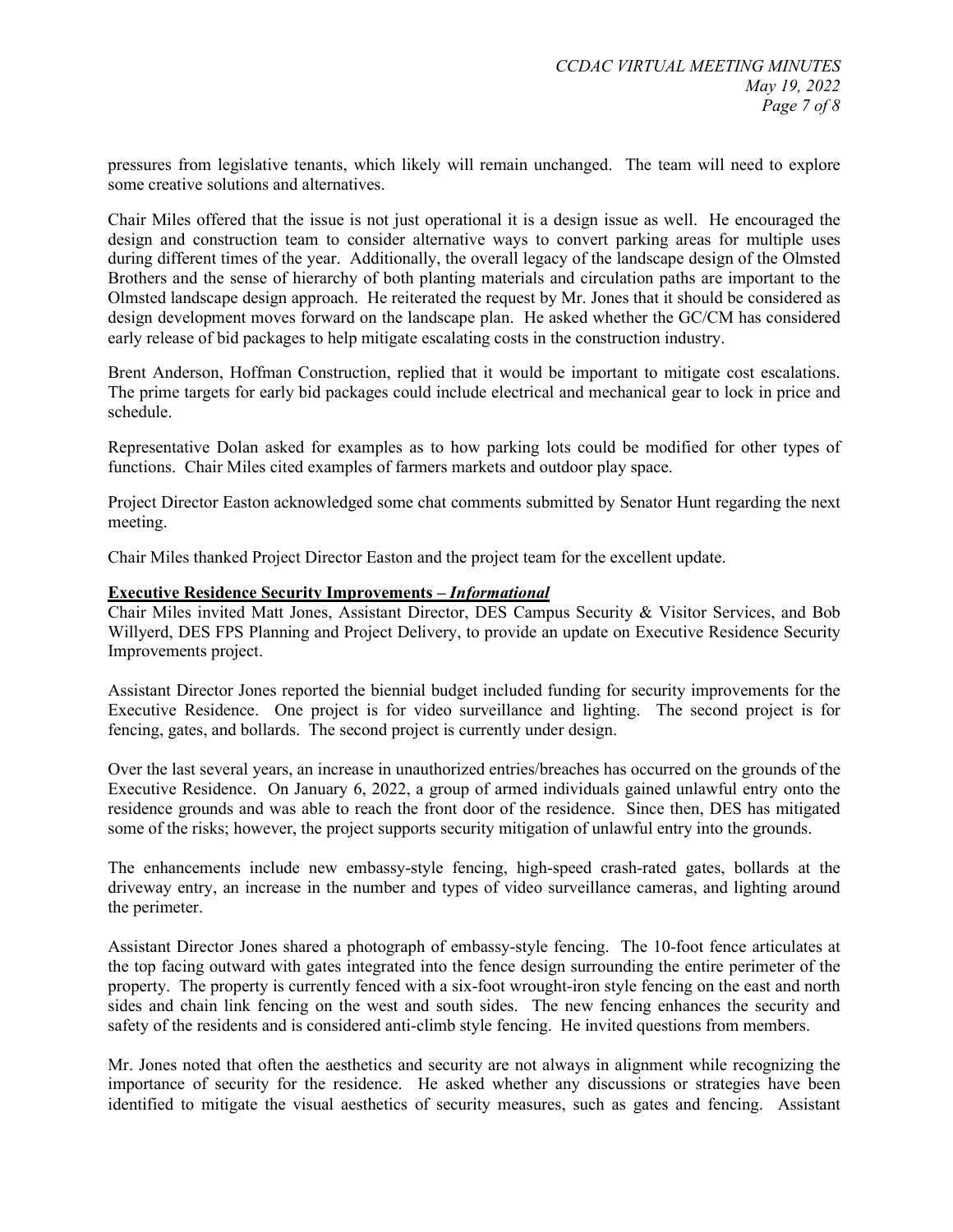pressures from legislative tenants, which likely will remain unchanged. The team will need to explore some creative solutions and alternatives.

Chair Miles offered that the issue is not just operational it is a design issue as well. He encouraged the design and construction team to consider alternative ways to convert parking areas for multiple uses during different times of the year. Additionally, the overall legacy of the landscape design of the Olmsted Brothers and the sense of hierarchy of both planting materials and circulation paths are important to the Olmsted landscape design approach. He reiterated the request by Mr. Jones that it should be considered as design development moves forward on the landscape plan. He asked whether the GC/CM has considered early release of bid packages to help mitigate escalating costs in the construction industry.

Brent Anderson, Hoffman Construction, replied that it would be important to mitigate cost escalations. The prime targets for early bid packages could include electrical and mechanical gear to lock in price and schedule.

Representative Dolan asked for examples as to how parking lots could be modified for other types of functions. Chair Miles cited examples of farmers markets and outdoor play space.

Project Director Easton acknowledged some chat comments submitted by Senator Hunt regarding the next meeting.

Chair Miles thanked Project Director Easton and the project team for the excellent update.

**Executive Residence Security Improvements – *Informational***

Chair Miles invited Matt Jones, Assistant Director, DES Campus Security & Visitor Services, and Bob Willyerd, DES FPS Planning and Project Delivery, to provide an update on Executive Residence Security Improvements project.

Assistant Director Jones reported the biennial budget included funding for security improvements for the Executive Residence. One project is for video surveillance and lighting. The second project is for fencing, gates, and bollards. The second project is currently under design.

Over the last several years, an increase in unauthorized entries/breaches has occurred on the grounds of the Executive Residence. On January 6, 2022, a group of armed individuals gained unlawful entry onto the residence grounds and was able to reach the front door of the residence. Since then, DES has mitigated some of the risks; however, the project supports security mitigation of unlawful entry into the grounds.

The enhancements include new embassy-style fencing, high-speed crash-rated gates, bollards at the driveway entry, an increase in the number and types of video surveillance cameras, and lighting around the perimeter.

Assistant Director Jones shared a photograph of embassy-style fencing. The 10-foot fence articulates at the top facing outward with gates integrated into the fence design surrounding the entire perimeter of the property. The property is currently fenced with a six-foot wrought-iron style fencing on the east and north sides and chain link fencing on the west and south sides. The new fencing enhances the security and safety of the residents and is considered anti-climb style fencing. He invited questions from members.

Mr. Jones noted that often the aesthetics and security are not always in alignment while recognizing the importance of security for the residence. He asked whether any discussions or strategies have been identified to mitigate the visual aesthetics of security measures, such as gates and fencing. Assistant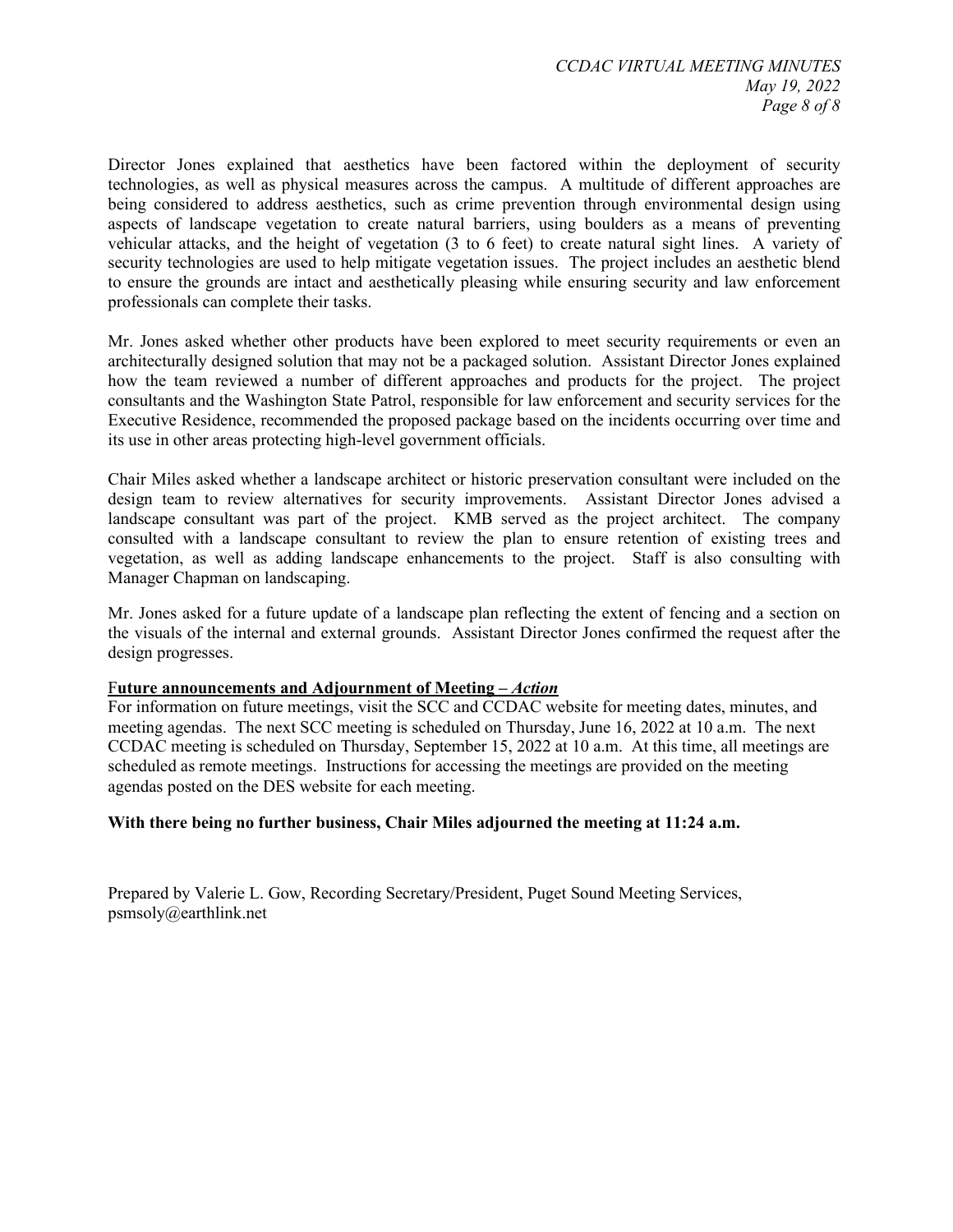Director Jones explained that aesthetics have been factored within the deployment of security technologies, as well as physical measures across the campus. A multitude of different approaches are being considered to address aesthetics, such as crime prevention through environmental design using aspects of landscape vegetation to create natural barriers, using boulders as a means of preventing vehicular attacks, and the height of vegetation (3 to 6 feet) to create natural sight lines. A variety of security technologies are used to help mitigate vegetation issues. The project includes an aesthetic blend to ensure the grounds are intact and aesthetically pleasing while ensuring security and law enforcement professionals can complete their tasks.

Mr. Jones asked whether other products have been explored to meet security requirements or even an architecturally designed solution that may not be a packaged solution. Assistant Director Jones explained how the team reviewed a number of different approaches and products for the project. The project consultants and the Washington State Patrol, responsible for law enforcement and security services for the Executive Residence, recommended the proposed package based on the incidents occurring over time and its use in other areas protecting high-level government officials.

Chair Miles asked whether a landscape architect or historic preservation consultant were included on the design team to review alternatives for security improvements. Assistant Director Jones advised a landscape consultant was part of the project. KMB served as the project architect. The company consulted with a landscape consultant to review the plan to ensure retention of existing trees and vegetation, as well as adding landscape enhancements to the project. Staff is also consulting with Manager Chapman on landscaping.

Mr. Jones asked for a future update of a landscape plan reflecting the extent of fencing and a section on the visuals of the internal and external grounds. Assistant Director Jones confirmed the request after the design progresses.

**Future announcements and Adjournment of Meeting – *Action***

For information on future meetings, visit the SCC and CCDAC website for meeting dates, minutes, and meeting agendas. The next SCC meeting is scheduled on Thursday, June 16, 2022 at 10 a.m. The next CCDAC meeting is scheduled on Thursday, September 15, 2022 at 10 a.m. At this time, all meetings are scheduled as remote meetings. Instructions for accessing the meetings are provided on the meeting agendas posted on the DES website for each meeting.

**With there being no further business, Chair Miles adjourned the meeting at 11:24 a.m.**

Prepared by Valerie L. Gow, Recording Secretary/President, Puget Sound Meeting Services, psmsoly@earthlink.net